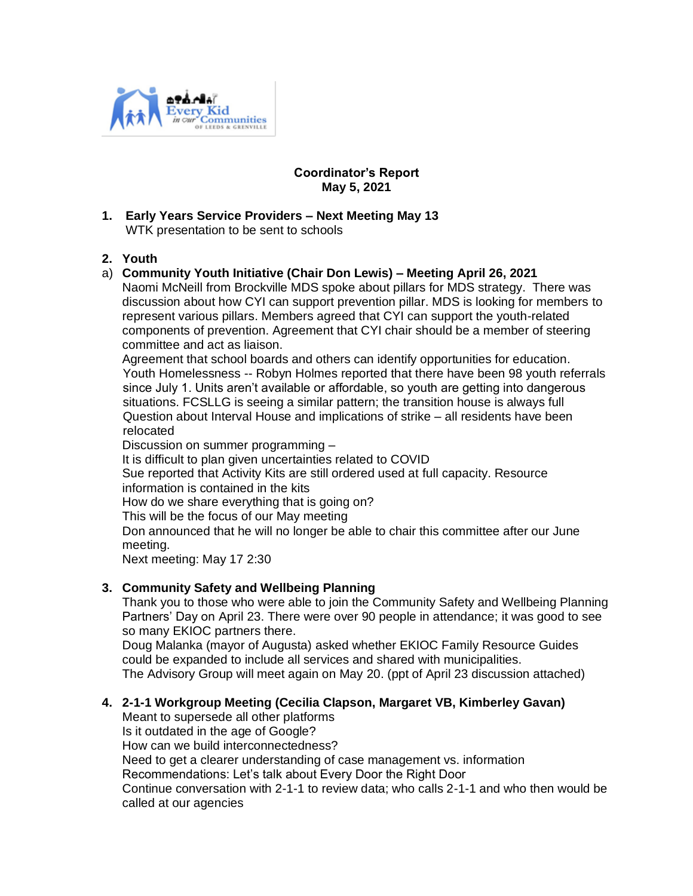**Coordinator's Report**
**May 5, 2021**

1. **Early Years Service Providers – Next Meeting May 13**
   WTK presentation to be sent to schools

2. **Youth**

a) **Community Youth Initiative (Chair Don Lewis) – Meeting April 26, 2021**
   Naomi McNeill from Brockville MDS spoke about pillars for MDS strategy. There was discussion about how CYI can support prevention pillar. MDS is looking for members to represent various pillars. Members agreed that CYI can support the youth-related components of prevention. Agreement that CYI chair should be a member of steering committee and act as liaison.
   Agreement that school boards and others can identify opportunities for education.
   Youth Homelessness -- Robyn Holmes reported that there have been 98 youth referrals since July 1. Units aren't available or affordable, so youth are getting into dangerous situations. FCSLLG is seeing a similar pattern; the transition house is always full
   Question about Interval House and implications of strike – all residents have been relocated
   Discussion on summer programming –
   It is difficult to plan given uncertainties related to COVID
   Sue reported that Activity Kits are still ordered used at full capacity. Resource information is contained in the kits
   How do we share everything that is going on?
   This will be the focus of our May meeting
   Don announced that he will no longer be able to chair this committee after our June meeting.
   Next meeting: May 17 2:30

3. **Community Safety and Wellbeing Planning**
   Thank you to those who were able to join the Community Safety and Wellbeing Planning Partners' Day on April 23. There were over 90 people in attendance; it was good to see so many EKIOC partners there.
   Doug Malanka (mayor of Augusta) asked whether EKIOC Family Resource Guides could be expanded to include all services and shared with municipalities.
   The Advisory Group will meet again on May 20. (ppt of April 23 discussion attached)

4. **2-1-1 Workgroup Meeting (Cecilia Clapson, Margaret VB, Kimberley Gavan)**
   Meant to supersede all other platforms
   Is it outdated in the age of Google?
   How can we build interconnectedness?
   Need to get a clearer understanding of case management vs. information
   Recommendations: Let's talk about Every Door the Right Door
   Continue conversation with 2-1-1 to review data; who calls 2-1-1 and who then would be called at our agencies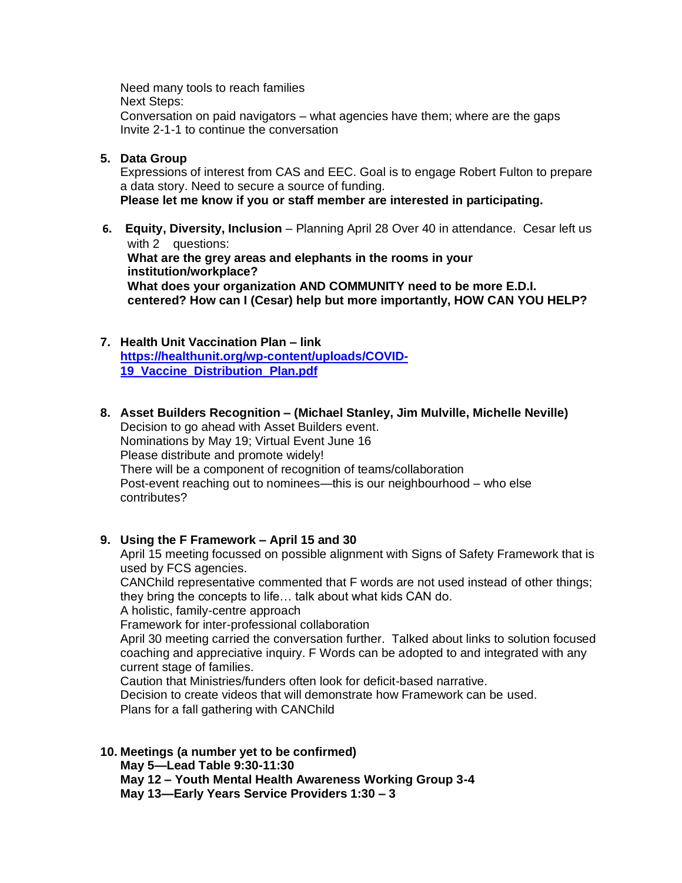Need many tools to reach families
Next Steps:
Conversation on paid navigators – what agencies have them; where are the gaps
Invite 2-1-1 to continue the conversation

5. **Data Group**
   Expressions of interest from CAS and EEC. Goal is to engage Robert Fulton to prepare a data story. Need to secure a source of funding.
   **Please let me know if you or staff member are interested in participating.**

6. **Equity, Diversity, Inclusion** – Planning April 28 Over 40 in attendance. Cesar left us with 2 questions:
   **What are the grey areas and elephants in the rooms in your institution/workplace?**
   **What does your organization AND COMMUNITY need to be more E.D.I. centered? How can I (Cesar) help but more importantly, HOW CAN YOU HELP?**

7. **Health Unit Vaccination Plan – link**
   **[https://healthunit.org/wp-content/uploads/COVID-19_Vaccine_Distribution_Plan.pdf](https://healthunit.org/wp-content/uploads/COVID-19_Vaccine_Distribution_Plan.pdf)**

8. **Asset Builders Recognition – (Michael Stanley, Jim Mulville, Michelle Neville)**
   Decision to go ahead with Asset Builders event.
   Nominations by May 19; Virtual Event June 16
   Please distribute and promote widely!
   There will be a component of recognition of teams/collaboration
   Post-event reaching out to nominees—this is our neighbourhood – who else contributes?

9. **Using the F Framework – April 15 and 30**
   April 15 meeting focussed on possible alignment with Signs of Safety Framework that is used by FCS agencies.
   CANChild representative commented that F words are not used instead of other things; they bring the concepts to life… talk about what kids CAN do.
   A holistic, family-centre approach
   Framework for inter-professional collaboration
   April 30 meeting carried the conversation further. Talked about links to solution focused coaching and appreciative inquiry. F Words can be adopted to and integrated with any current stage of families.
   Caution that Ministries/funders often look for deficit-based narrative.
   Decision to create videos that will demonstrate how Framework can be used.
   Plans for a fall gathering with CANChild

10. **Meetings (a number yet to be confirmed)**
    **May 5—Lead Table 9:30-11:30**
    **May 12 – Youth Mental Health Awareness Working Group 3-4**
    **May 13—Early Years Service Providers 1:30 – 3**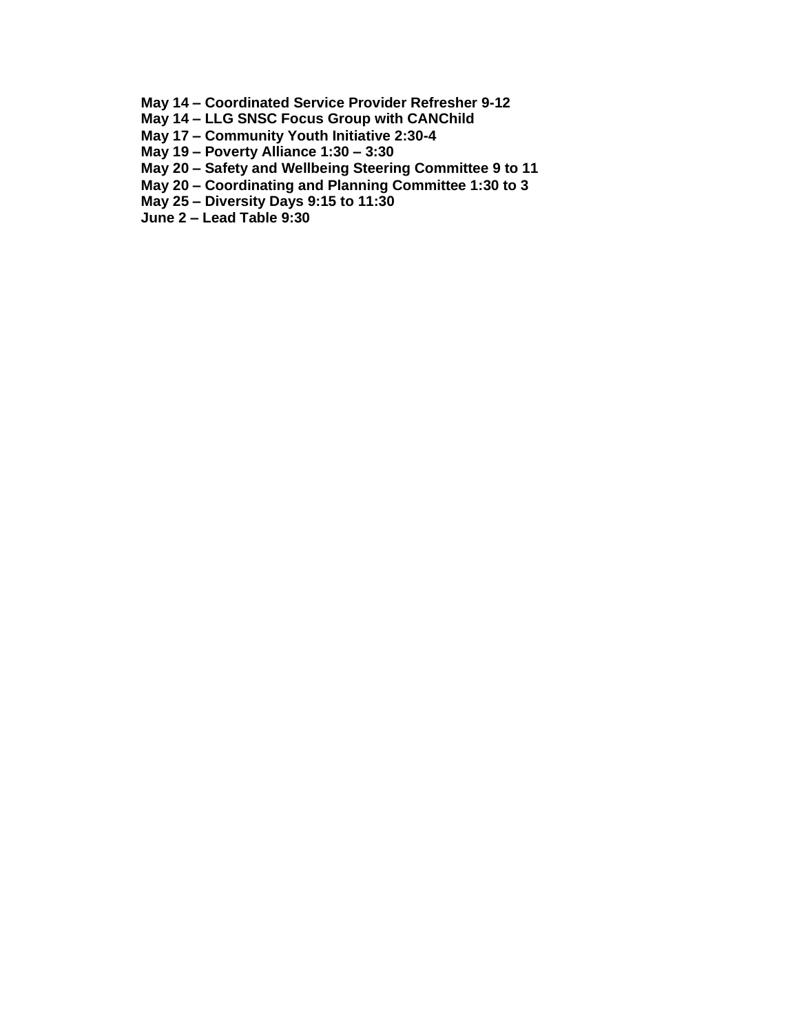**May 14 – Coordinated Service Provider Refresher 9-12**
**May 14 – LLG SNSC Focus Group with CANChild**
**May 17 – Community Youth Initiative 2:30-4**
**May 19 – Poverty Alliance 1:30 – 3:30**
**May 20 – Safety and Wellbeing Steering Committee 9 to 11**
**May 20 – Coordinating and Planning Committee 1:30 to 3**
**May 25 – Diversity Days 9:15 to 11:30**
**June 2 – Lead Table 9:30**